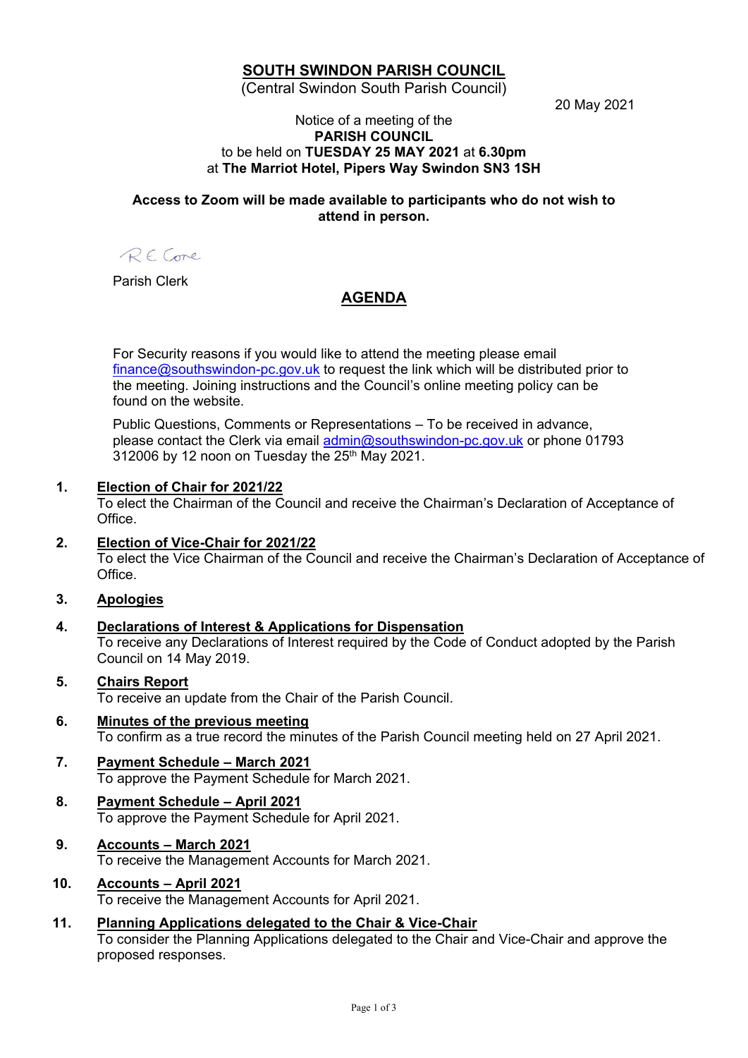# SOUTH SWINDON PARISH COUNCIL

(Central Swindon South Parish Council)

20 May 2021

Notice of a meeting of the
**PARISH COUNCIL**
to be held on **TUESDAY 25 MAY 2021** at **6.30pm**
at **The Marriot Hotel, Pipers Way Swindon SN3 1SH**

**Access to Zoom will be made available to participants who do not wish to attend in person.**

R E Cone

Parish Clerk

## AGENDA

For Security reasons if you would like to attend the meeting please email finance@southswindon-pc.gov.uk to request the link which will be distributed prior to the meeting. Joining instructions and the Council's online meeting policy can be found on the website.

Public Questions, Comments or Representations – To be received in advance, please contact the Clerk via email admin@southswindon-pc.gov.uk or phone 01793 312006 by 12 noon on Tuesday the 25th May 2021.

1. **Election of Chair for 2021/22**
   To elect the Chairman of the Council and receive the Chairman's Declaration of Acceptance of Office.

2. **Election of Vice-Chair for 2021/22**
   To elect the Vice Chairman of the Council and receive the Chairman's Declaration of Acceptance of Office.

3. **Apologies**

4. **Declarations of Interest & Applications for Dispensation**
   To receive any Declarations of Interest required by the Code of Conduct adopted by the Parish Council on 14 May 2019.

5. **Chairs Report**
   To receive an update from the Chair of the Parish Council.

6. **Minutes of the previous meeting**
   To confirm as a true record the minutes of the Parish Council meeting held on 27 April 2021.

7. **Payment Schedule – March 2021**
   To approve the Payment Schedule for March 2021.

8. **Payment Schedule – April 2021**
   To approve the Payment Schedule for April 2021.

9. **Accounts – March 2021**
   To receive the Management Accounts for March 2021.

10. **Accounts – April 2021**
    To receive the Management Accounts for April 2021.

11. **Planning Applications delegated to the Chair & Vice-Chair**
    To consider the Planning Applications delegated to the Chair and Vice-Chair and approve the proposed responses.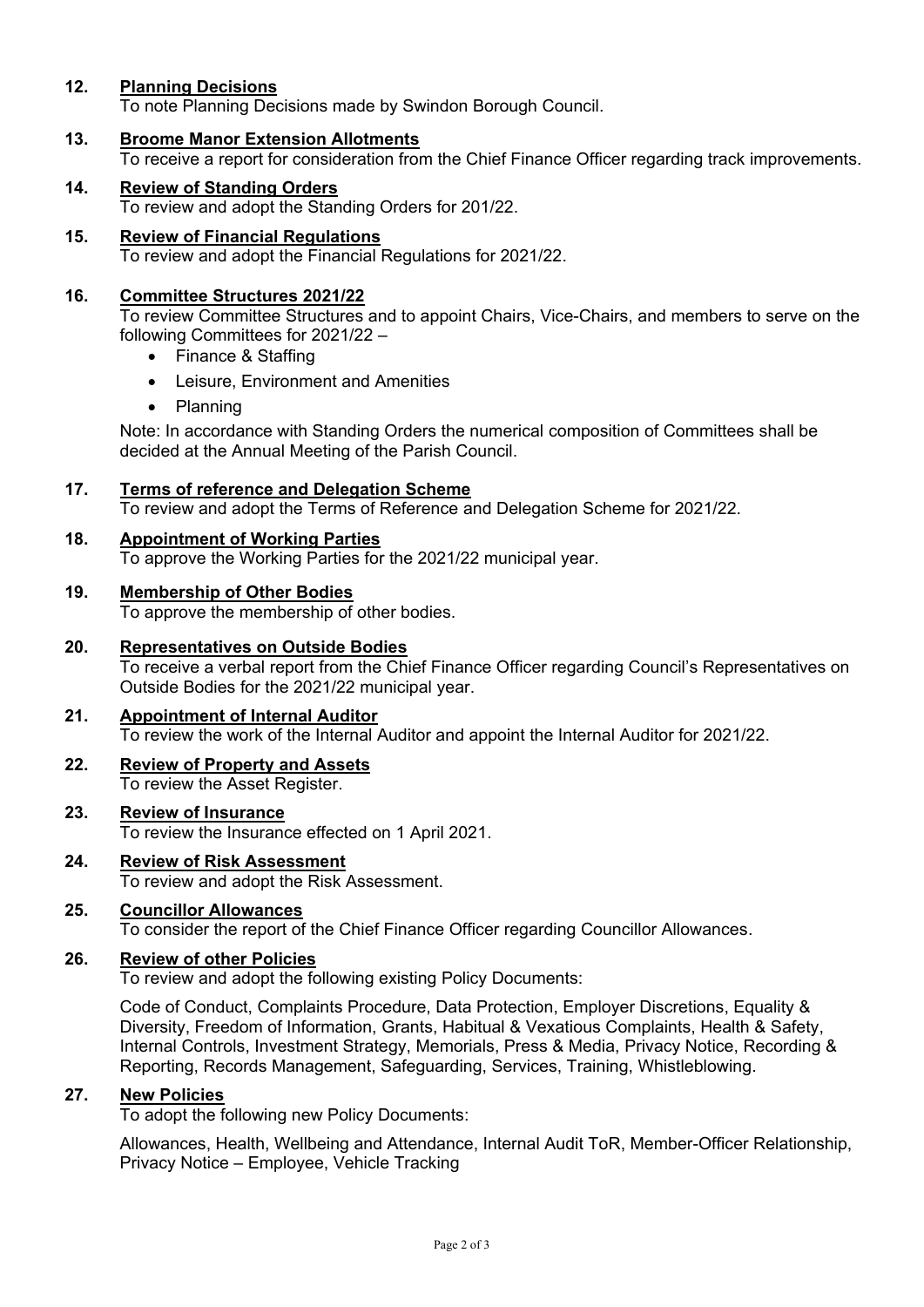**12. Planning Decisions**

To note Planning Decisions made by Swindon Borough Council.

**13. Broome Manor Extension Allotments**

To receive a report for consideration from the Chief Finance Officer regarding track improvements.

**14. Review of Standing Orders**

To review and adopt the Standing Orders for 201/22.

**15. Review of Financial Regulations**

To review and adopt the Financial Regulations for 2021/22.

**16. Committee Structures 2021/22**

To review Committee Structures and to appoint Chairs, Vice-Chairs, and members to serve on the following Committees for 2021/22 –

- Finance & Staffing
- Leisure, Environment and Amenities
- Planning

Note: In accordance with Standing Orders the numerical composition of Committees shall be decided at the Annual Meeting of the Parish Council.

**17. Terms of reference and Delegation Scheme**

To review and adopt the Terms of Reference and Delegation Scheme for 2021/22.

**18. Appointment of Working Parties**

To approve the Working Parties for the 2021/22 municipal year.

**19. Membership of Other Bodies**

To approve the membership of other bodies.

**20. Representatives on Outside Bodies**

To receive a verbal report from the Chief Finance Officer regarding Council's Representatives on Outside Bodies for the 2021/22 municipal year.

**21. Appointment of Internal Auditor**

To review the work of the Internal Auditor and appoint the Internal Auditor for 2021/22.

**22. Review of Property and Assets**

To review the Asset Register.

**23. Review of Insurance**

To review the Insurance effected on 1 April 2021.

**24. Review of Risk Assessment**

To review and adopt the Risk Assessment.

**25. Councillor Allowances**

To consider the report of the Chief Finance Officer regarding Councillor Allowances.

**26. Review of other Policies**

To review and adopt the following existing Policy Documents:

Code of Conduct, Complaints Procedure, Data Protection, Employer Discretions, Equality & Diversity, Freedom of Information, Grants, Habitual & Vexatious Complaints, Health & Safety, Internal Controls, Investment Strategy, Memorials, Press & Media, Privacy Notice, Recording & Reporting, Records Management, Safeguarding, Services, Training, Whistleblowing.

**27. New Policies**

To adopt the following new Policy Documents:

Allowances, Health, Wellbeing and Attendance, Internal Audit ToR, Member-Officer Relationship, Privacy Notice – Employee, Vehicle Tracking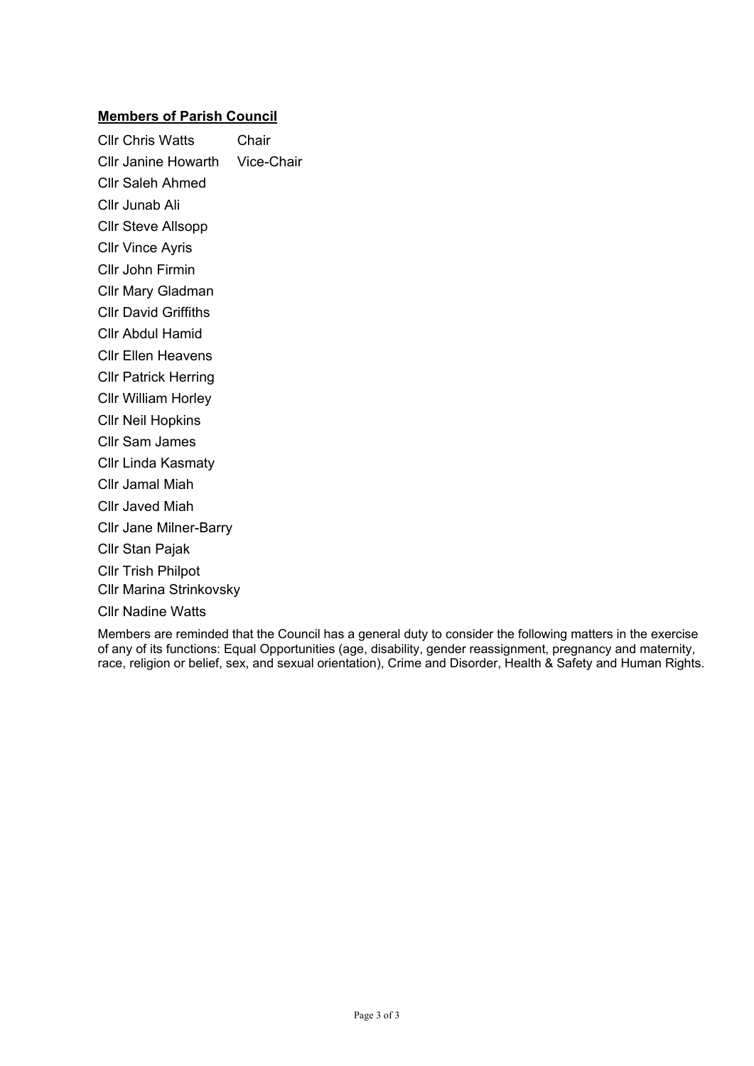**Members of Parish Council**

| | |
|---|---|
| Cllr Chris Watts | Chair |
| Cllr Janine Howarth | Vice-Chair |
| Cllr Saleh Ahmed | |
| Cllr Junab Ali | |
| Cllr Steve Allsopp | |
| Cllr Vince Ayris | |
| Cllr John Firmin | |
| Cllr Mary Gladman | |
| Cllr David Griffiths | |
| Cllr Abdul Hamid | |
| Cllr Ellen Heavens | |
| Cllr Patrick Herring | |
| Cllr William Horley | |
| Cllr Neil Hopkins | |
| Cllr Sam James | |
| Cllr Linda Kasmaty | |
| Cllr Jamal Miah | |
| Cllr Javed Miah | |
| Cllr Jane Milner-Barry | |
| Cllr Stan Pajak | |
| Cllr Trish Philpot | |
| Cllr Marina Strinkovsky | |
| Cllr Nadine Watts | |

Members are reminded that the Council has a general duty to consider the following matters in the exercise of any of its functions: Equal Opportunities (age, disability, gender reassignment, pregnancy and maternity, race, religion or belief, sex, and sexual orientation), Crime and Disorder, Health & Safety and Human Rights.